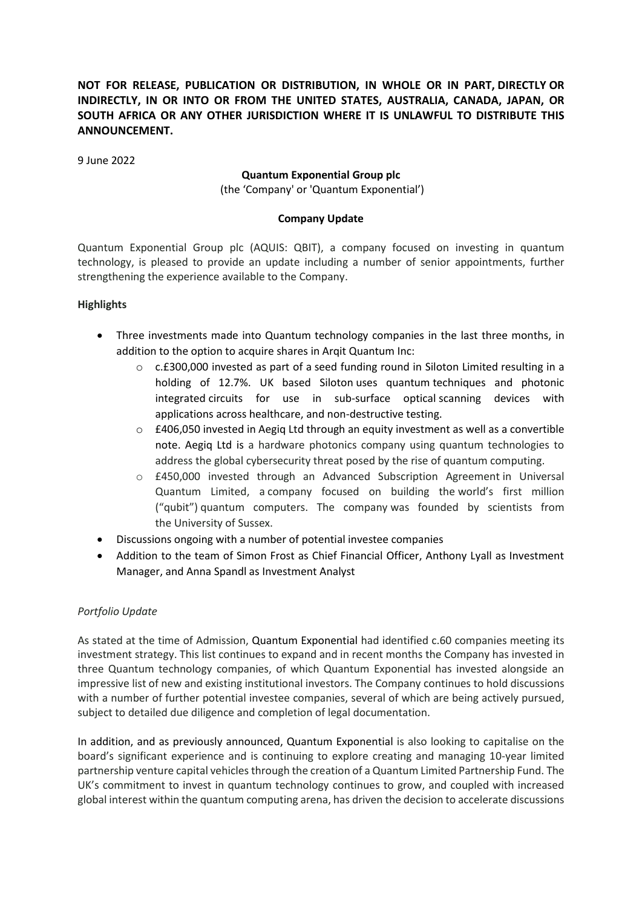**NOT FOR RELEASE, PUBLICATION OR DISTRIBUTION, IN WHOLE OR IN PART, DIRECTLY OR INDIRECTLY, IN OR INTO OR FROM THE UNITED STATES, AUSTRALIA, CANADA, JAPAN, OR SOUTH AFRICA OR ANY OTHER JURISDICTION WHERE IT IS UNLAWFUL TO DISTRIBUTE THIS ANNOUNCEMENT.**

9 June 2022

**Quantum Exponential Group plc**

(the 'Company' or 'Quantum Exponential')

**Company Update**

Quantum Exponential Group plc (AQUIS: QBIT), a company focused on investing in quantum technology, is pleased to provide an update including a number of senior appointments, further strengthening the experience available to the Company.

**Highlights**

- Three investments made into Quantum technology companies in the last three months, in addition to the option to acquire shares in Arqit Quantum Inc:
  - c.£300,000 invested as part of a seed funding round in Siloton Limited resulting in a holding of 12.7%. UK based Siloton uses quantum techniques and photonic integrated circuits for use in sub-surface optical scanning devices with applications across healthcare, and non-destructive testing.
  - £406,050 invested in Aegiq Ltd through an equity investment as well as a convertible note. Aegiq Ltd is a hardware photonics company using quantum technologies to address the global cybersecurity threat posed by the rise of quantum computing.
  - £450,000 invested through an Advanced Subscription Agreement in Universal Quantum Limited, a company focused on building the world's first million ("qubit") quantum computers. The company was founded by scientists from the University of Sussex.
- Discussions ongoing with a number of potential investee companies
- Addition to the team of Simon Frost as Chief Financial Officer, Anthony Lyall as Investment Manager, and Anna Spandl as Investment Analyst

*Portfolio Update*

As stated at the time of Admission, Quantum Exponential had identified c.60 companies meeting its investment strategy. This list continues to expand and in recent months the Company has invested in three Quantum technology companies, of which Quantum Exponential has invested alongside an impressive list of new and existing institutional investors. The Company continues to hold discussions with a number of further potential investee companies, several of which are being actively pursued, subject to detailed due diligence and completion of legal documentation.

In addition, and as previously announced, Quantum Exponential is also looking to capitalise on the board's significant experience and is continuing to explore creating and managing 10-year limited partnership venture capital vehicles through the creation of a Quantum Limited Partnership Fund. The UK's commitment to invest in quantum technology continues to grow, and coupled with increased global interest within the quantum computing arena, has driven the decision to accelerate discussions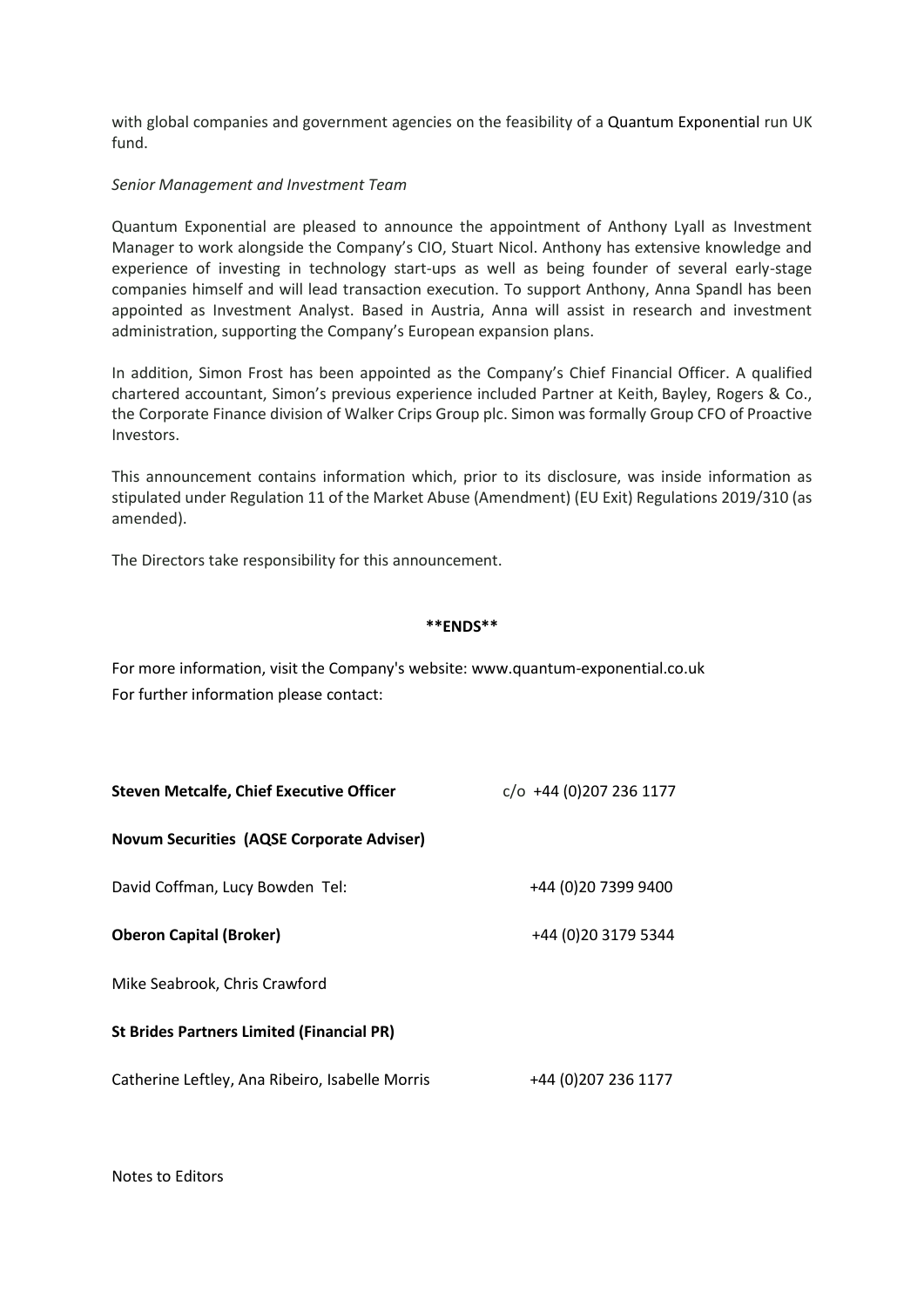with global companies and government agencies on the feasibility of a Quantum Exponential run UK fund.

*Senior Management and Investment Team*

Quantum Exponential are pleased to announce the appointment of Anthony Lyall as Investment Manager to work alongside the Company's CIO, Stuart Nicol. Anthony has extensive knowledge and experience of investing in technology start-ups as well as being founder of several early-stage companies himself and will lead transaction execution. To support Anthony, Anna Spandl has been appointed as Investment Analyst. Based in Austria, Anna will assist in research and investment administration, supporting the Company's European expansion plans.

In addition, Simon Frost has been appointed as the Company's Chief Financial Officer. A qualified chartered accountant, Simon's previous experience included Partner at Keith, Bayley, Rogers & Co., the Corporate Finance division of Walker Crips Group plc. Simon was formally Group CFO of Proactive Investors.

This announcement contains information which, prior to its disclosure, was inside information as stipulated under Regulation 11 of the Market Abuse (Amendment) (EU Exit) Regulations 2019/310 (as amended).

The Directors take responsibility for this announcement.

**\*\*ENDS\*\***

For more information, visit the Company's website: www.quantum-exponential.co.uk

For further information please contact:

| | |
|---|---|
| **Steven Metcalfe, Chief Executive Officer** | c/o +44 (0)207 236 1177 |
| **Novum Securities (AQSE Corporate Adviser)** | |
| David Coffman, Lucy Bowden Tel: | +44 (0)20 7399 9400 |
| **Oberon Capital (Broker)** | +44 (0)20 3179 5344 |
| Mike Seabrook, Chris Crawford | |
| **St Brides Partners Limited (Financial PR)** | |
| Catherine Leftley, Ana Ribeiro, Isabelle Morris | +44 (0)207 236 1177 |

Notes to Editors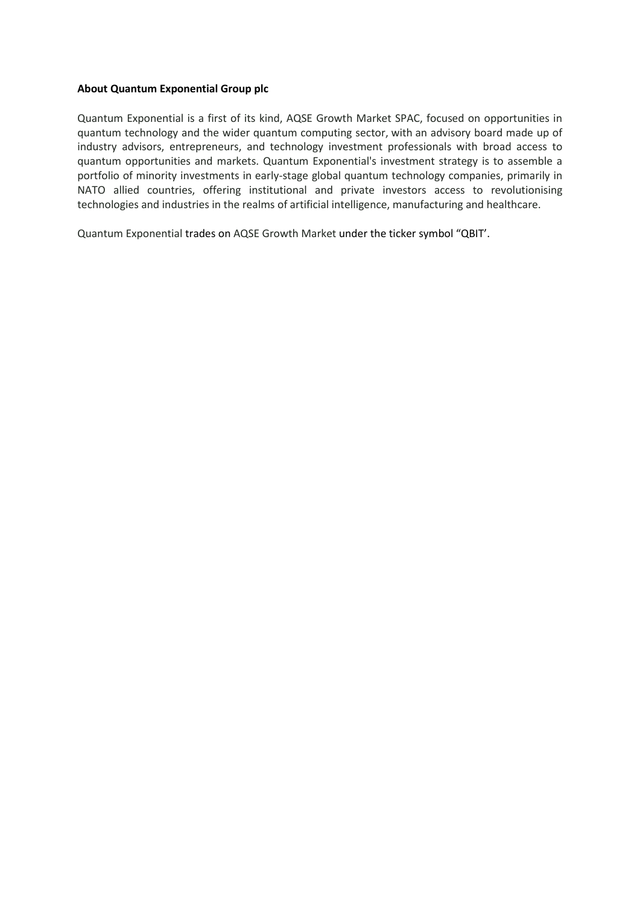**About Quantum Exponential Group plc**

Quantum Exponential is a first of its kind, AQSE Growth Market SPAC, focused on opportunities in quantum technology and the wider quantum computing sector, with an advisory board made up of industry advisors, entrepreneurs, and technology investment professionals with broad access to quantum opportunities and markets. Quantum Exponential's investment strategy is to assemble a portfolio of minority investments in early-stage global quantum technology companies, primarily in NATO allied countries, offering institutional and private investors access to revolutionising technologies and industries in the realms of artificial intelligence, manufacturing and healthcare.

Quantum Exponential trades on AQSE Growth Market under the ticker symbol "QBIT'.